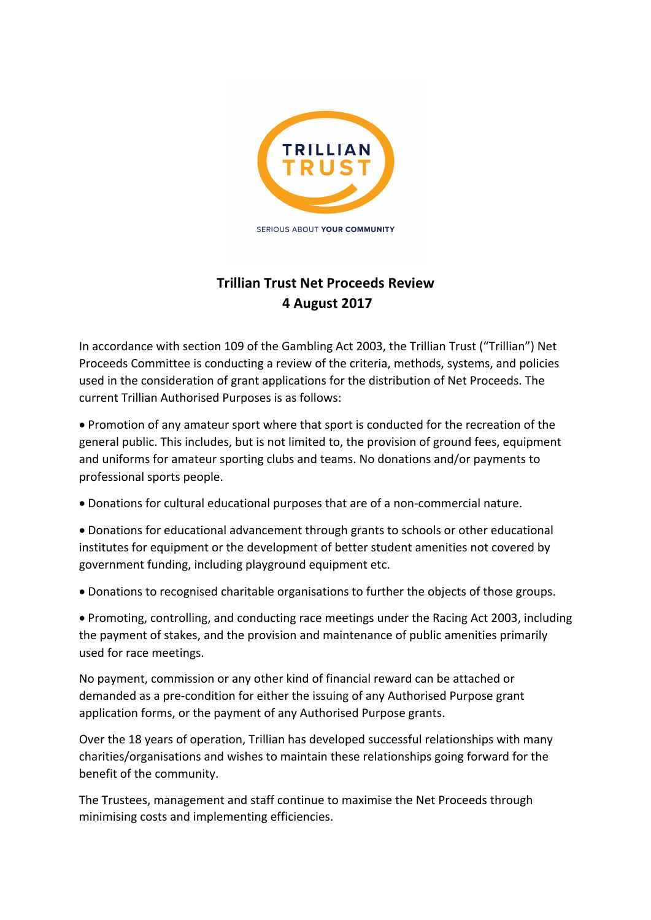TRILLIAN TRUST

SERIOUS ABOUT YOUR COMMUNITY

# Trillian Trust Net Proceeds Review
## 4 August 2017

In accordance with section 109 of the Gambling Act 2003, the Trillian Trust ("Trillian") Net Proceeds Committee is conducting a review of the criteria, methods, systems, and policies used in the consideration of grant applications for the distribution of Net Proceeds. The current Trillian Authorised Purposes is as follows:

- Promotion of any amateur sport where that sport is conducted for the recreation of the general public. This includes, but is not limited to, the provision of ground fees, equipment and uniforms for amateur sporting clubs and teams. No donations and/or payments to professional sports people.
- Donations for cultural educational purposes that are of a non-commercial nature.
- Donations for educational advancement through grants to schools or other educational institutes for equipment or the development of better student amenities not covered by government funding, including playground equipment etc.
- Donations to recognised charitable organisations to further the objects of those groups.
- Promoting, controlling, and conducting race meetings under the Racing Act 2003, including the payment of stakes, and the provision and maintenance of public amenities primarily used for race meetings.

No payment, commission or any other kind of financial reward can be attached or demanded as a pre-condition for either the issuing of any Authorised Purpose grant application forms, or the payment of any Authorised Purpose grants.

Over the 18 years of operation, Trillian has developed successful relationships with many charities/organisations and wishes to maintain these relationships going forward for the benefit of the community.

The Trustees, management and staff continue to maximise the Net Proceeds through minimising costs and implementing efficiencies.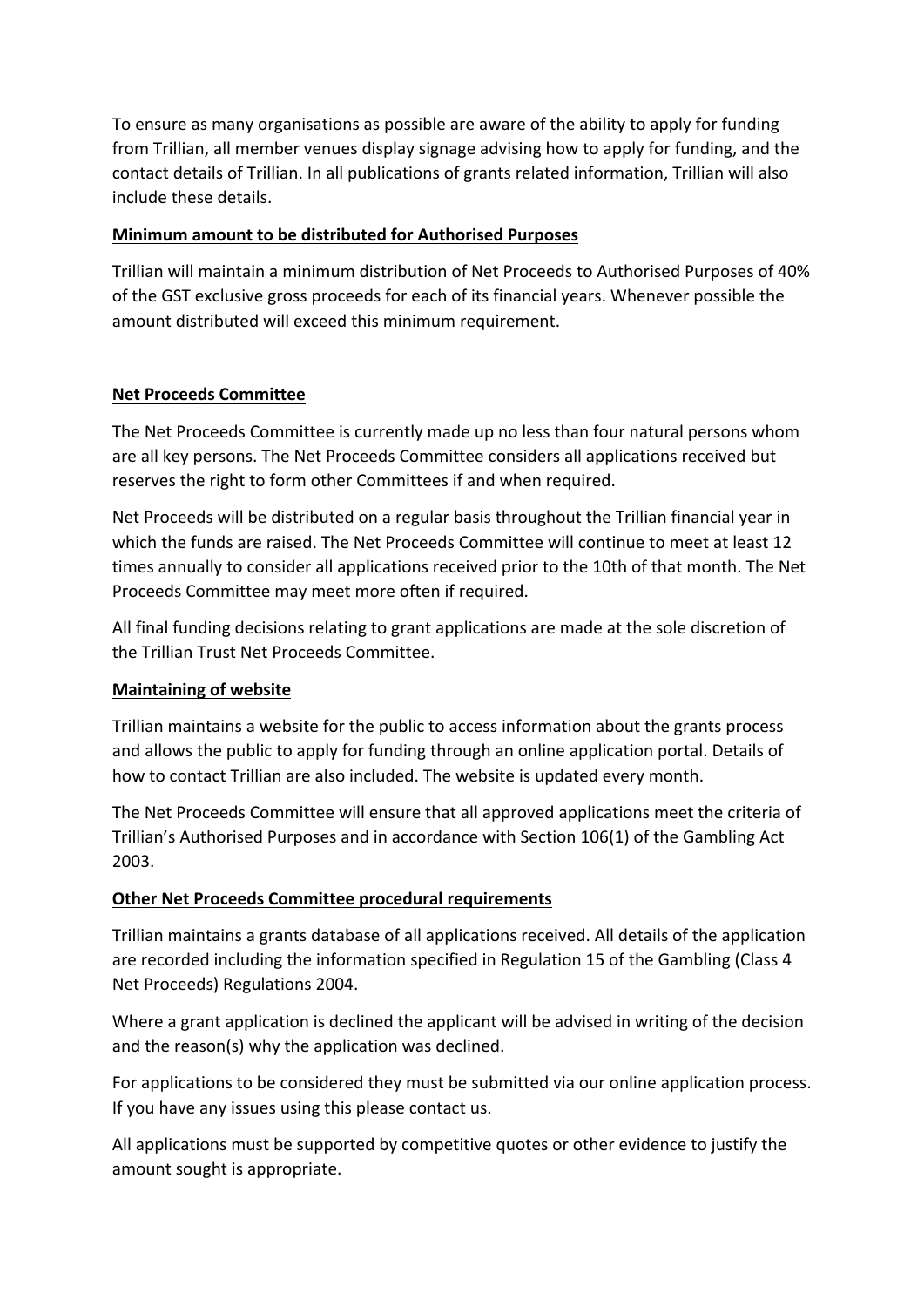To ensure as many organisations as possible are aware of the ability to apply for funding from Trillian, all member venues display signage advising how to apply for funding, and the contact details of Trillian. In all publications of grants related information, Trillian will also include these details.

**Minimum amount to be distributed for Authorised Purposes**

Trillian will maintain a minimum distribution of Net Proceeds to Authorised Purposes of 40% of the GST exclusive gross proceeds for each of its financial years. Whenever possible the amount distributed will exceed this minimum requirement.

**Net Proceeds Committee**

The Net Proceeds Committee is currently made up no less than four natural persons whom are all key persons. The Net Proceeds Committee considers all applications received but reserves the right to form other Committees if and when required.

Net Proceeds will be distributed on a regular basis throughout the Trillian financial year in which the funds are raised. The Net Proceeds Committee will continue to meet at least 12 times annually to consider all applications received prior to the 10th of that month. The Net Proceeds Committee may meet more often if required.

All final funding decisions relating to grant applications are made at the sole discretion of the Trillian Trust Net Proceeds Committee.

**Maintaining of website**

Trillian maintains a website for the public to access information about the grants process and allows the public to apply for funding through an online application portal. Details of how to contact Trillian are also included. The website is updated every month.

The Net Proceeds Committee will ensure that all approved applications meet the criteria of Trillian's Authorised Purposes and in accordance with Section 106(1) of the Gambling Act 2003.

**Other Net Proceeds Committee procedural requirements**

Trillian maintains a grants database of all applications received. All details of the application are recorded including the information specified in Regulation 15 of the Gambling (Class 4 Net Proceeds) Regulations 2004.

Where a grant application is declined the applicant will be advised in writing of the decision and the reason(s) why the application was declined.

For applications to be considered they must be submitted via our online application process. If you have any issues using this please contact us.

All applications must be supported by competitive quotes or other evidence to justify the amount sought is appropriate.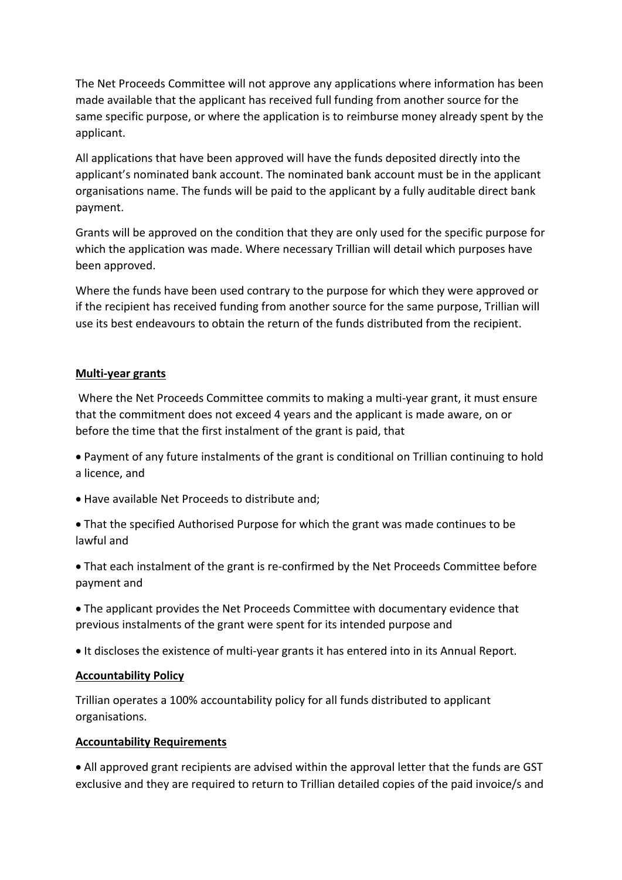The Net Proceeds Committee will not approve any applications where information has been made available that the applicant has received full funding from another source for the same specific purpose, or where the application is to reimburse money already spent by the applicant.

All applications that have been approved will have the funds deposited directly into the applicant's nominated bank account. The nominated bank account must be in the applicant organisations name. The funds will be paid to the applicant by a fully auditable direct bank payment.

Grants will be approved on the condition that they are only used for the specific purpose for which the application was made. Where necessary Trillian will detail which purposes have been approved.

Where the funds have been used contrary to the purpose for which they were approved or if the recipient has received funding from another source for the same purpose, Trillian will use its best endeavours to obtain the return of the funds distributed from the recipient.

**Multi-year grants**

Where the Net Proceeds Committee commits to making a multi-year grant, it must ensure that the commitment does not exceed 4 years and the applicant is made aware, on or before the time that the first instalment of the grant is paid, that

- Payment of any future instalments of the grant is conditional on Trillian continuing to hold a licence, and
- Have available Net Proceeds to distribute and;
- That the specified Authorised Purpose for which the grant was made continues to be lawful and
- That each instalment of the grant is re-confirmed by the Net Proceeds Committee before payment and
- The applicant provides the Net Proceeds Committee with documentary evidence that previous instalments of the grant were spent for its intended purpose and
- It discloses the existence of multi-year grants it has entered into in its Annual Report.

**Accountability Policy**

Trillian operates a 100% accountability policy for all funds distributed to applicant organisations.

**Accountability Requirements**

- All approved grant recipients are advised within the approval letter that the funds are GST exclusive and they are required to return to Trillian detailed copies of the paid invoice/s and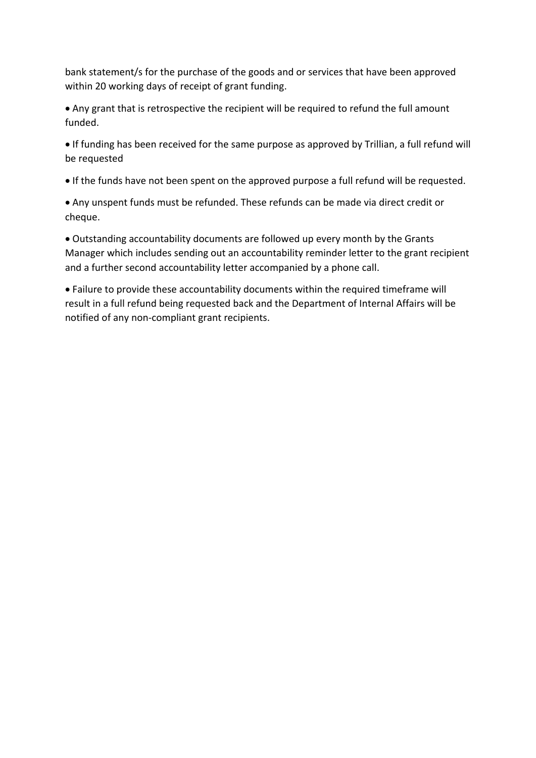bank statement/s for the purchase of the goods and or services that have been approved within 20 working days of receipt of grant funding.

- Any grant that is retrospective the recipient will be required to refund the full amount funded.
- If funding has been received for the same purpose as approved by Trillian, a full refund will be requested
- If the funds have not been spent on the approved purpose a full refund will be requested.
- Any unspent funds must be refunded. These refunds can be made via direct credit or cheque.
- Outstanding accountability documents are followed up every month by the Grants Manager which includes sending out an accountability reminder letter to the grant recipient and a further second accountability letter accompanied by a phone call.
- Failure to provide these accountability documents within the required timeframe will result in a full refund being requested back and the Department of Internal Affairs will be notified of any non-compliant grant recipients.